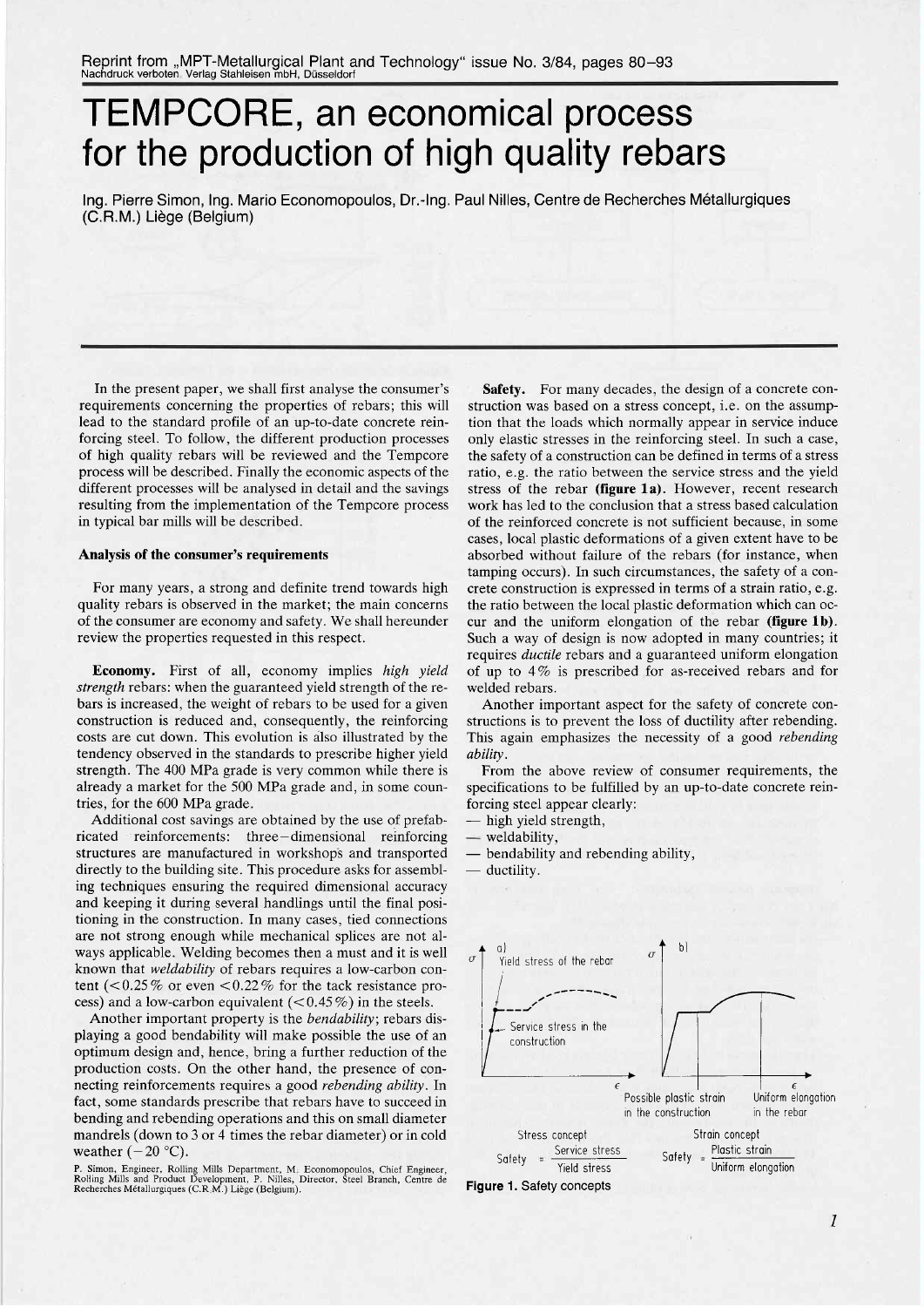Reprint from „MPT-Metallurgical Plant and Technology" issue No. 3/84, pages 80–93
Nachdruck verboten. Verlag Stahleisen mbH, Düsseldorf

# TEMPCORE, an economical process for the production of high quality rebars

Ing. Pierre Simon, Ing. Mario Economopoulos, Dr.-Ing. Paul Nilles, Centre de Recherches Métallurgiques (C.R.M.) Liège (Belgium)

In the present paper, we shall first analyse the consumer's requirements concerning the properties of rebars; this will lead to the standard profile of an up-to-date concrete reinforcing steel. To follow, the different production processes of high quality rebars will be reviewed and the Tempcore process will be described. Finally the economic aspects of the different processes will be analysed in detail and the savings resulting from the implementation of the Tempcore process in typical bar mills will be described.

### Analysis of the consumer's requirements

For many years, a strong and definite trend towards high quality rebars is observed in the market; the main concerns of the consumer are economy and safety. We shall hereunder review the properties requested in this respect.

**Economy.** First of all, economy implies *high yield strength* rebars: when the guaranteed yield strength of the rebars is increased, the weight of rebars to be used for a given construction is reduced and, consequently, the reinforcing costs are cut down. This evolution is also illustrated by the tendency observed in the standards to prescribe higher yield strength. The 400 MPa grade is very common while there is already a market for the 500 MPa grade and, in some countries, for the 600 MPa grade.

Additional cost savings are obtained by the use of prefabricated reinforcements: three-dimensional reinforcing structures are manufactured in workshops and transported directly to the building site. This procedure asks for assembling techniques ensuring the required dimensional accuracy and keeping it during several handlings until the final positioning in the construction. In many cases, tied connections are not strong enough while mechanical splices are not always applicable. Welding becomes then a must and it is well known that *weldability* of rebars requires a low-carbon content (<0.25% or even <0.22% for the tack resistance process) and a low-carbon equivalent (<0.45%) in the steels.

Another important property is the *bendability*; rebars displaying a good bendability will make possible the use of an optimum design and, hence, bring a further reduction of the production costs. On the other hand, the presence of connecting reinforcements requires a good *rebending ability*. In fact, some standards prescribe that rebars have to succeed in bending and rebending operations and this on small diameter mandrels (down to 3 or 4 times the rebar diameter) or in cold weather (−20 °C).

P. Simon, Engineer, Rolling Mills Department, M. Economopoulos, Chief Engineer, Rolling Mills and Product Development, P. Nilles, Director, Steel Branch, Centre de Recherches Métallurgiques (C.R.M.) Liège (Belgium).

**Safety.** For many decades, the design of a concrete construction was based on a stress concept, i.e. on the assumption that the loads which normally appear in service induce only elastic stresses in the reinforcing steel. In such a case, the safety of a construction can be defined in terms of a stress ratio, e.g. the ratio between the service stress and the yield stress of the rebar **(figure 1a)**. However, recent research work has led to the conclusion that a stress based calculation of the reinforced concrete is not sufficient because, in some cases, local plastic deformations of a given extent have to be absorbed without failure of the rebars (for instance, when tamping occurs). In such circumstances, the safety of a concrete construction is expressed in terms of a strain ratio, e.g. the ratio between the local plastic deformation which can occur and the uniform elongation of the rebar **(figure 1b)**. Such a way of design is now adopted in many countries; it requires *ductile* rebars and a guaranteed uniform elongation of up to 4% is prescribed for as-received rebars and for welded rebars.

Another important aspect for the safety of concrete constructions is to prevent the loss of ductility after rebending. This again emphasizes the necessity of a good *rebending ability*.

From the above review of consumer requirements, the specifications to be fulfilled by an up-to-date concrete reinforcing steel appear clearly:

- high yield strength,
- weldability,
- bendability and rebending ability,
- ductility.

a) Stress concept: Yield stress of the rebar; Service stress in the construction

$$\text{Safety} = \frac{\text{Service stress}}{\text{Yield stress}}$$

b) Strain concept: Possible plastic strain in the construction; Uniform elongation in the rebar

$$\text{Safety} = \frac{\text{Plastic strain}}{\text{Uniform elongation}}$$

**Figure 1.** Safety concepts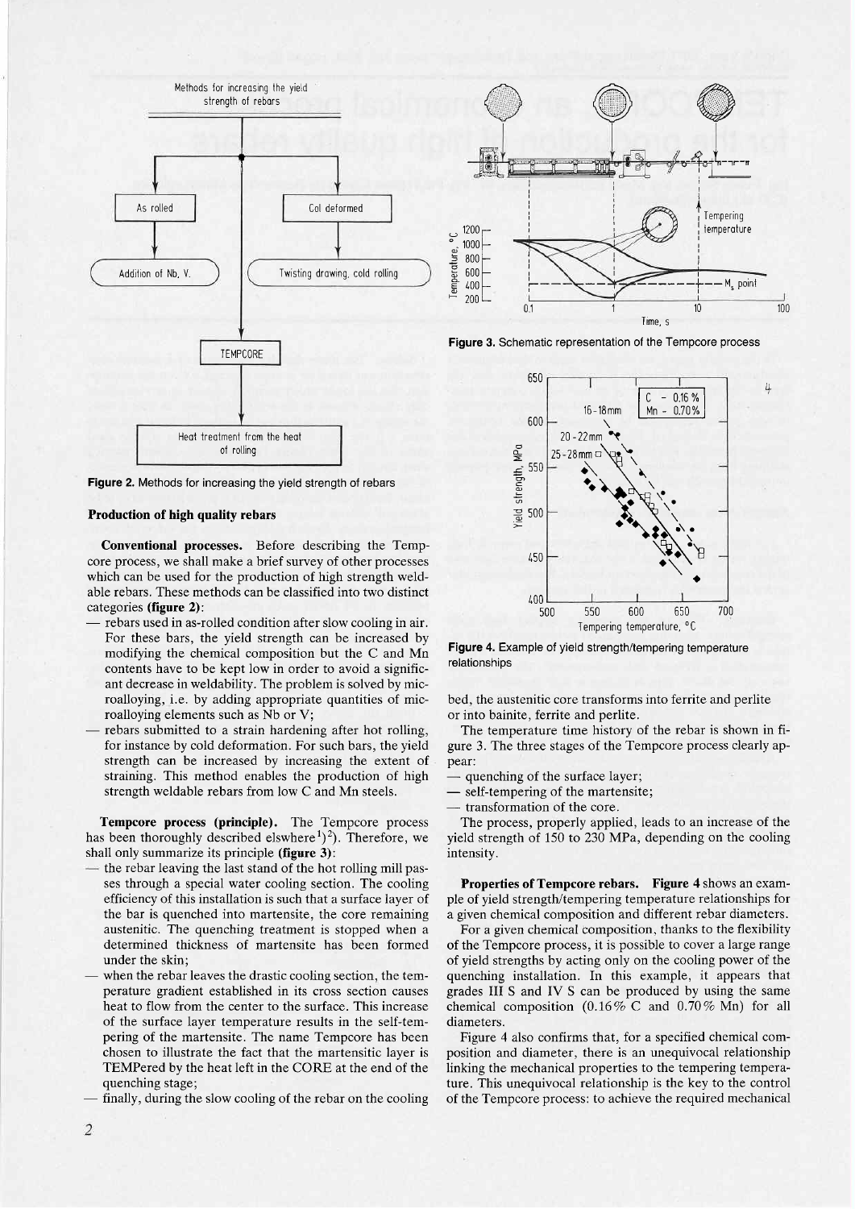Figure 2. Methods for increasing the yield strength of rebars

Figure 3. Schematic representation of the Tempcore process

Figure 4. Example of yield strength/tempering temperature relationships

### Production of high quality rebars

**Conventional processes.** Before describing the Tempcore process, we shall make a brief survey of other processes which can be used for the production of high strength weldable rebars. These methods can be classified into two distinct categories **(figure 2)**:

— rebars used in as-rolled condition after slow cooling in air. For these bars, the yield strength can be increased by modifying the chemical composition but the C and Mn contents have to be kept low in order to avoid a significant decrease in weldability. The problem is solved by microalloying, i.e. by adding appropriate quantities of microalloying elements such as Nb or V;

— rebars submitted to a strain hardening after hot rolling, for instance by cold deformation. For such bars, the yield strength can be increased by increasing the extent of straining. This method enables the production of high strength weldable rebars from low C and Mn steels.

**Tempcore process (principle).** The Tempcore process has been thoroughly described elswhere[1][2]. Therefore, we shall only summarize its principle **(figure 3)**:

— the rebar leaving the last stand of the hot rolling mill passes through a special water cooling section. The cooling efficiency of this installation is such that a surface layer of the bar is quenched into martensite, the core remaining austenitic. The quenching treatment is stopped when a determined thickness of martensite has been formed under the skin;

— when the rebar leaves the drastic cooling section, the temperature gradient established in its cross section causes heat to flow from the center to the surface. This increase of the surface layer temperature results in the self-tempering of the martensite. The name Tempcore has been chosen to illustrate the fact that the martensitic layer is TEMPered by the heat left in the CORE at the end of the quenching stage;

— finally, during the slow cooling of the rebar on the cooling bed, the austenitic core transforms into ferrite and perlite or into bainite, ferrite and perlite.

The temperature time history of the rebar is shown in figure 3. The three stages of the Tempcore process clearly appear:

— quenching of the surface layer;

— self-tempering of the martensite;

— transformation of the core.

The process, properly applied, leads to an increase of the yield strength of 150 to 230 MPa, depending on the cooling intensity.

**Properties of Tempcore rebars.** **Figure 4** shows an example of yield strength/tempering temperature relationships for a given chemical composition and different rebar diameters.

For a given chemical composition, thanks to the flexibility of the Tempcore process, it is possible to cover a large range of yield strengths by acting only on the cooling power of the quenching installation. In this example, it appears that grades III S and IV S can be produced by using the same chemical composition (0.16% C and 0.70% Mn) for all diameters.

Figure 4 also confirms that, for a specified chemical composition and diameter, there is an unequivocal relationship linking the mechanical properties to the tempering temperature. This unequivocal relationship is the key to the control of the Tempcore process: to achieve the required mechanical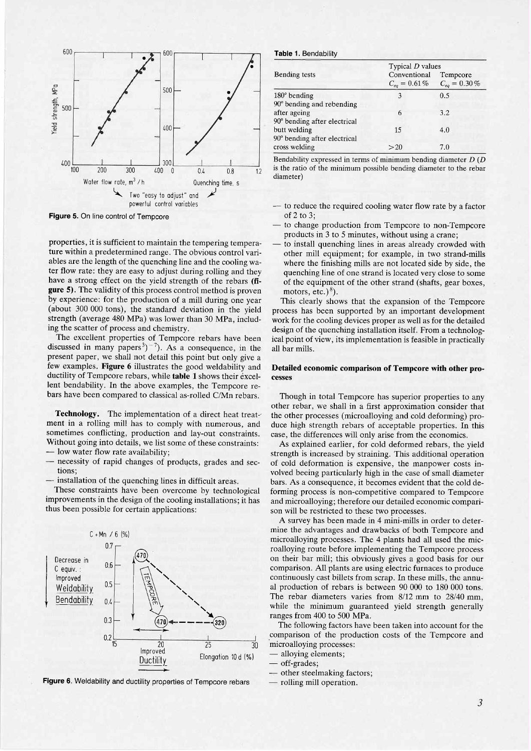Figure 5. On line control of Tempcore

properties, it is sufficient to maintain the tempering temperature within a predetermined range. The obvious control variables are the length of the quenching line and the cooling water flow rate: they are easy to adjust during rolling and they have a strong effect on the yield strength of the rebars (**figure 5**). The validity of this process control method is proven by experience: for the production of a mill during one year (about 300 000 tons), the standard deviation in the yield strength (average 480 MPa) was lower than 30 MPa, including the scatter of process and chemistry.

The excellent properties of Tempcore rebars have been discussed in many papers[3)–7)]. As a consequence, in the present paper, we shall not detail this point but only give a few examples. **Figure 6** illustrates the good weldability and ductility of Tempcore rebars, while **table 1** shows their excellent bendability. In the above examples, the Tempcore rebars have been compared to classical as-rolled C/Mn rebars.

**Technology.** The implementation of a direct heat treatment in a rolling mill has to comply with numerous, and sometimes conflicting, production and lay-out constraints. Without going into details, we list some of these constraints:

- low water flow rate availability;
- necessity of rapid changes of products, grades and sections;
- installation of the quenching lines in difficult areas.

These constraints have been overcome by technological improvements in the design of the cooling installations; it has thus been possible for certain applications:

Figure 6. Weldability and ductility properties of Tempcore rebars

**Table 1.** Bendability

| Bending tests | Typical $D$ values | |
|---|---|---|
| | Conventional $C_{eq} = 0.61\,\%$ | Tempcore $C_{eq} = 0.30\,\%$ |
| 180° bending | 3 | 0.5 |
| 90° bending and rebending after ageing | 6 | 3.2 |
| 90° bending after electrical butt welding | 15 | 4.0 |
| 90° bending after electrical cross welding | >20 | 7.0 |

Bendability expressed in terms of minimum bending diameter $D$ ($D$ is the ratio of the minimum possible bending diameter to the rebar diameter)

- to reduce the required cooling water flow rate by a factor of 2 to 3;
- to change production from Tempcore to non-Tempcore products in 3 to 5 minutes, without using a crane;
- to install quenching lines in areas already crowded with other mill equipment; for example, in two strand-mills where the finishing mills are not located side by side, the quenching line of one strand is located very close to some of the equipment of the other strand (shafts, gear boxes, motors, etc.)[8)].

This clearly shows that the expansion of the Tempcore process has been supported by an important development work for the cooling devices proper as well as for the detailed design of the quenching installation itself. From a technological point of view, its implementation is feasible in practically all bar mills.

### Detailed economic comparison of Tempcore with other processes

Though in total Tempcore has superior properties to any other rebar, we shall in a first approximation consider that the other processes (microalloying and cold deforming) produce high strength rebars of acceptable properties. In this case, the differences will only arise from the economics.

As explained earlier, for cold deformed rebars, the yield strength is increased by straining. This additional operation of cold deformation is expensive, the manpower costs involved beeing particularly high in the case of small diameter bars. As a consequence, it becomes evident that the cold deforming process is non-competitive compared to Tempcore and microalloying; therefore our detailed economic comparison will be restricted to these two processes.

A survey has been made in 4 mini-mills in order to determine the advantages and drawbacks of both Tempcore and microalloying processes. The 4 plants had all used the microalloying route before implementing the Tempcore process on their bar mill; this obviously gives a good basis for our comparison. All plants are using electric furnaces to produce continuously cast billets from scrap. In these mills, the annual production of rebars is between 90 000 to 180 000 tons. The rebar diameters varies from 8/12 mm to 28/40 mm, while the minimum guaranteed yield strength generally ranges from 400 to 500 MPa.

The following factors have been taken into account for the comparison of the production costs of the Tempcore and microalloying processes:

- alloying elements;
- off-grades;
- other steelmaking factors;
- rolling mill operation.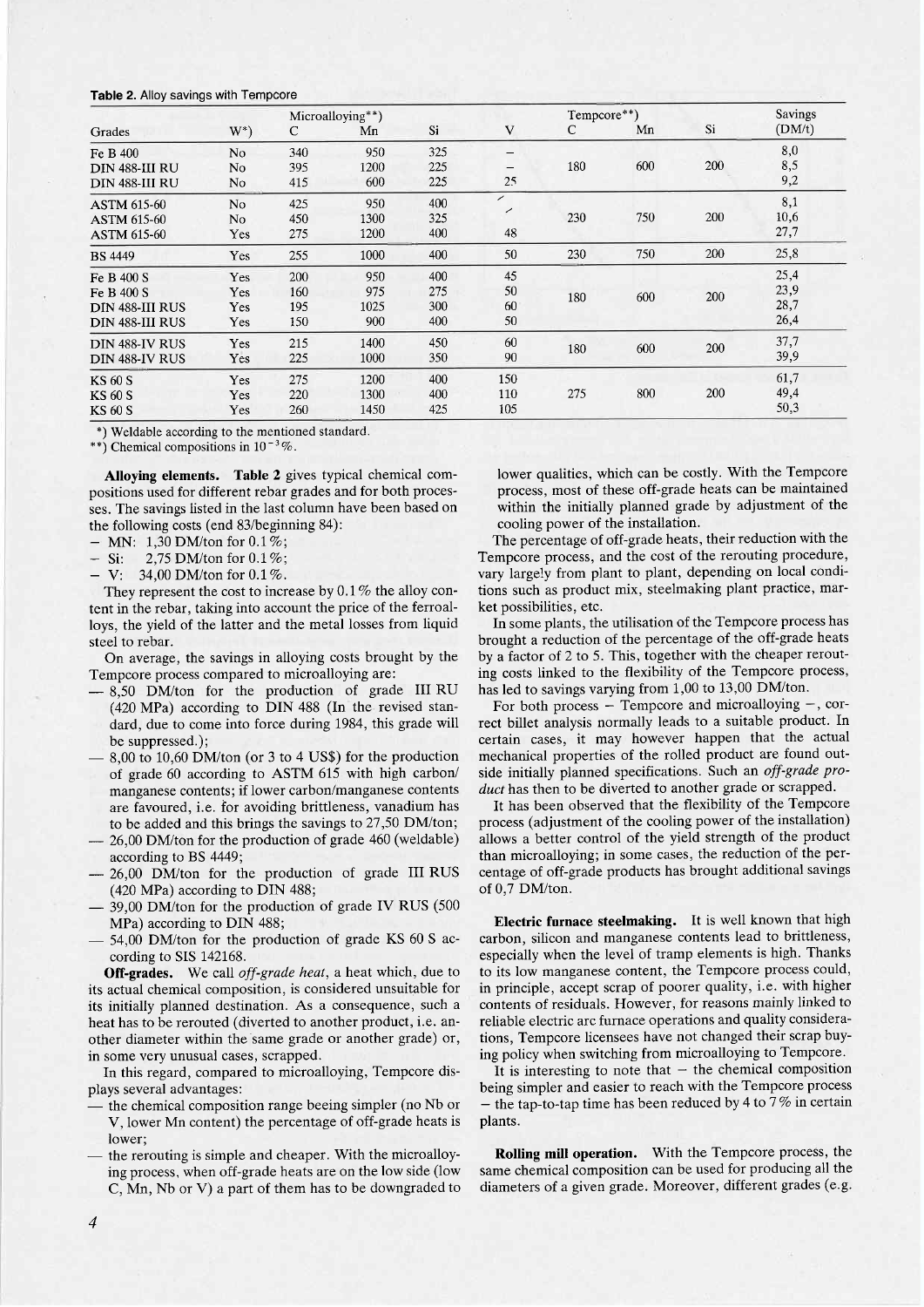**Table 2.** Alloy savings with Tempcore

| Grades | W*) | Microalloying**) C | Mn | Si | V | Tempcore**) C | Mn | Si | Savings (DM/t) |
|---|---|---|---|---|---|---|---|---|---|
| Fe B 400 | No | 340 | 950 | 325 | – | | | | 8,0 |
| DIN 488-III RU | No | 395 | 1200 | 225 | – | 180 | 600 | 200 | 8,5 |
| DIN 488-III RU | No | 415 | 600 | 225 | 25 | | | | 9,2 |
| ASTM 615-60 | No | 425 | 950 | 400 | ⁄ | | | | 8,1 |
| ASTM 615-60 | No | 450 | 1300 | 325 | ⁄ | 230 | 750 | 200 | 10,6 |
| ASTM 615-60 | Yes | 275 | 1200 | 400 | 48 | | | | 27,7 |
| BS 4449 | Yes | 255 | 1000 | 400 | 50 | 230 | 750 | 200 | 25,8 |
| Fe B 400 S | Yes | 200 | 950 | 400 | 45 | | | | 25,4 |
| Fe B 400 S | Yes | 160 | 975 | 275 | 50 | 180 | 600 | 200 | 23,9 |
| DIN 488-III RUS | Yes | 195 | 1025 | 300 | 60 | | | | 28,7 |
| DIN 488-III RUS | Yes | 150 | 900 | 400 | 50 | | | | 26,4 |
| DIN 488-IV RUS | Yes | 215 | 1400 | 450 | 60 | 180 | 600 | 200 | 37,7 |
| DIN 488-IV RUS | Yes | 225 | 1000 | 350 | 90 | | | | 39,9 |
| KS 60 S | Yes | 275 | 1200 | 400 | 150 | | | | 61,7 |
| KS 60 S | Yes | 220 | 1300 | 400 | 110 | 275 | 800 | 200 | 49,4 |
| KS 60 S | Yes | 260 | 1450 | 425 | 105 | | | | 50,3 |

*) Weldable according to the mentioned standard.
**) Chemical compositions in $10^{-3}$%.

**Alloying elements.** **Table 2** gives typical chemical compositions used for different rebar grades and for both processes. The savings listed in the last column have been based on the following costs (end 83/beginning 84):

- MN: 1,30 DM/ton for 0.1%;
- Si: 2,75 DM/ton for 0.1%;
- V: 34,00 DM/ton for 0.1%.

They represent the cost to increase by 0.1% the alloy content in the rebar, taking into account the price of the ferroalloys, the yield of the latter and the metal losses from liquid steel to rebar.

On average, the savings in alloying costs brought by the Tempcore process compared to microalloying are:

- 8,50 DM/ton for the production of grade III RU (420 MPa) according to DIN 488 (In the revised standard, due to come into force during 1984, this grade will be suppressed.);
- 8,00 to 10,60 DM/ton (or 3 to 4 US$) for the production of grade 60 according to ASTM 615 with high carbon/manganese contents; if lower carbon/manganese contents are favoured, i.e. for avoiding brittleness, vanadium has to be added and this brings the savings to 27,50 DM/ton;
- 26,00 DM/ton for the production of grade 460 (weldable) according to BS 4449;
- 26,00 DM/ton for the production of grade III RUS (420 MPa) according to DIN 488;
- 39,00 DM/ton for the production of grade IV RUS (500 MPa) according to DIN 488;
- 54,00 DM/ton for the production of grade KS 60 S according to SIS 142168.

**Off-grades.** We call *off-grade heat*, a heat which, due to its actual chemical composition, is considered unsuitable for its initially planned destination. As a consequence, such a heat has to be rerouted (diverted to another product, i.e. another diameter within the same grade or another grade) or, in some very unusual cases, scrapped.

In this regard, compared to microalloying, Tempcore displays several advantages:

- the chemical composition range beeing simpler (no Nb or V, lower Mn content) the percentage of off-grade heats is lower;
- the rerouting is simple and cheaper. With the microalloying process, when off-grade heats are on the low side (low C, Mn, Nb or V) a part of them has to be downgraded to lower qualities, which can be costly. With the Tempcore process, most of these off-grade heats can be maintained within the initially planned grade by adjustment of the cooling power of the installation.

The percentage of off-grade heats, their reduction with the Tempcore process, and the cost of the rerouting procedure, vary largely from plant to plant, depending on local conditions such as product mix, steelmaking plant practice, market possibilities, etc.

In some plants, the utilisation of the Tempcore process has brought a reduction of the percentage of the off-grade heats by a factor of 2 to 5. This, together with the cheaper rerouting costs linked to the flexibility of the Tempcore process, has led to savings varying from 1,00 to 13,00 DM/ton.

For both process – Tempcore and microalloying –, correct billet analysis normally leads to a suitable product. In certain cases, it may however happen that the actual mechanical properties of the rolled product are found outside initially planned specifications. Such an *off-grade product* has then to be diverted to another grade or scrapped.

It has been observed that the flexibility of the Tempcore process (adjustment of the cooling power of the installation) allows a better control of the yield strength of the product than microalloying; in some cases, the reduction of the percentage of off-grade products has brought additional savings of 0,7 DM/ton.

**Electric furnace steelmaking.** It is well known that high carbon, silicon and manganese contents lead to brittleness, especially when the level of tramp elements is high. Thanks to its low manganese content, the Tempcore process could, in principle, accept scrap of poorer quality, i.e. with higher contents of residuals. However, for reasons mainly linked to reliable electric arc furnace operations and quality considerations, Tempcore licensees have not changed their scrap buying policy when switching from microalloying to Tempcore.

It is interesting to note that – the chemical composition being simpler and easier to reach with the Tempcore process – the tap-to-tap time has been reduced by 4 to 7% in certain plants.

**Rolling mill operation.** With the Tempcore process, the same chemical composition can be used for producing all the diameters of a given grade. Moreover, different grades (e.g.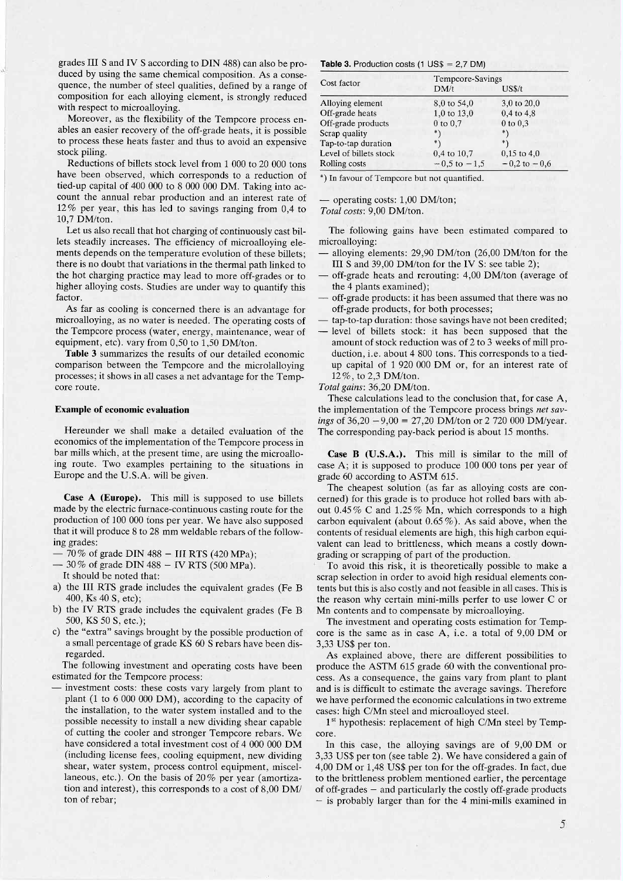grades III S and IV S according to DIN 488) can also be produced by using the same chemical composition. As a consequence, the number of steel qualities, defined by a range of composition for each alloying element, is strongly reduced with respect to microalloying.

Moreover, as the flexibility of the Tempcore process enables an easier recovery of the off-grade heats, it is possible to process these heats faster and thus to avoid an expensive stock piling.

Reductions of billets stock level from 1 000 to 20 000 tons have been observed, which corresponds to a reduction of tied-up capital of 400 000 to 8 000 000 DM. Taking into account the annual rebar production and an interest rate of 12% per year, this has led to savings ranging from 0,4 to 10,7 DM/ton.

Let us also recall that hot charging of continuously cast billets steadily increases. The efficiency of microalloying elements depends on the temperature evolution of these billets; there is no doubt that variations in the thermal path linked to the hot charging practice may lead to more off-grades or to higher alloying costs. Studies are under way to quantify this factor.

As far as cooling is concerned there is an advantage for microalloying, as no water is needed. The operating costs of the Tempcore process (water, energy, maintenance, wear of equipment, etc). vary from 0,50 to 1,50 DM/ton.

**Table 3** summarizes the results of our detailed economic comparison between the Tempcore and the microalloying processes; it shows in all cases a net advantage for the Tempcore route.

### Example of economic evaluation

Hereunder we shall make a detailed evaluation of the economics of the implementation of the Tempcore process in bar mills which, at the present time, are using the microalloying route. Two examples pertaining to the situations in Europe and the U.S.A. will be given.

**Case A (Europe).** This mill is supposed to use billets made by the electric furnace-continuous casting route for the production of 100 000 tons per year. We have also supposed that it will produce 8 to 28 mm weldable rebars of the following grades:

— 70% of grade DIN 488 – III RTS (420 MPa);
— 30% of grade DIN 488 – IV RTS (500 MPa).

It should be noted that:

a) the III RTS grade includes the equivalent grades (Fe B 400, Ks 40 S, etc);
b) the IV RTS grade includes the equivalent grades (Fe B 500, KS 50 S, etc.);
c) the "extra" savings brought by the possible production of a small percentage of grade KS 60 S rebars have been disregarded.

The following investment and operating costs have been estimated for the Tempcore process:

— investment costs: these costs vary largely from plant to plant (1 to 6 000 000 DM), according to the capacity of the installation, to the water system installed and to the possible necessity to install a new dividing shear capable of cutting the cooler and stronger Tempcore rebars. We have considered a total investment cost of 4 000 000 DM (including license fees, cooling equipment, new dividing shear, water system, process control equipment, miscellaneous, etc.). On the basis of 20% per year (amortization and interest), this corresponds to a cost of 8,00 DM/ton of rebar;

**Table 3.** Production costs (1 US$ = 2,7 DM)

| Cost factor | Tempcore-Savings DM/t | US$/t |
|---|---|---|
| Alloying element | 8,0 to 54,0 | 3,0 to 20,0 |
| Off-grade heats | 1,0 to 13,0 | 0,4 to 4,8 |
| Off-grade products | 0 to 0,7 | 0 to 0,3 |
| Scrap quality | *) | *) |
| Tap-to-tap duration | *) | *) |
| Level of billets stock | 0,4 to 10,7 | 0,15 to 4,0 |
| Rolling costs | −0,5 to −1,5 | −0,2 to −0,6 |

*) In favour of Tempcore but not quantified.

— operating costs: 1,00 DM/ton;
*Total costs*: 9,00 DM/ton.

The following gains have been estimated compared to microalloying:

— alloying elements: 29,90 DM/ton (26,00 DM/ton for the III S and 39,00 DM/ton for the IV S: see table 2);
— off-grade heats and rerouting: 4,00 DM/ton (average of the 4 plants examined);
— off-grade products: it has been assumed that there was no off-grade products, for both processes;
— tap-to-tap duration: those savings have not been credited;
— level of billets stock: it has been supposed that the amount of stock reduction was of 2 to 3 weeks of mill production, i.e. about 4 800 tons. This corresponds to a tied-up capital of 1 920 000 DM or, for an interest rate of 12%, to 2,3 DM/ton.

*Total gains*: 36,20 DM/ton.

These calculations lead to the conclusion that, for case A, the implementation of the Tempcore process brings *net savings* of 36,20 − 9,00 = 27,20 DM/ton or 2 720 000 DM/year. The corresponding pay-back period is about 15 months.

**Case B (U.S.A.).** This mill is similar to the mill of case A; it is supposed to produce 100 000 tons per year of grade 60 according to ASTM 615.

The cheapest solution (as far as alloying costs are concerned) for this grade is to produce hot rolled bars with about 0.45% C and 1.25% Mn, which corresponds to a high carbon equivalent (about 0.65%). As said above, when the contents of residual elements are high, this high carbon equivalent can lead to brittleness, which means a costly downgrading or scrapping of part of the production.

To avoid this risk, it is theoretically possible to make a scrap selection in order to avoid high residual elements contents but this is also costly and not feasible in all cases. This is the reason why certain mini-mills perfer to use lower C or Mn contents and to compensate by microalloying.

The investment and operating costs estimation for Tempcore is the same as in case A, i.e. a total of 9,00 DM or 3,33 US$ per ton.

As explained above, there are different possibilities to produce the ASTM 615 grade 60 with the conventional process. As a consequence, the gains vary from plant to plant and is is difficult to estimate the average savings. Therefore we have performed the economic calculations in two extreme cases: high C/Mn steel and microalloyed steel.

1st hypothesis: replacement of high C/Mn steel by Tempcore.

In this case, the alloying savings are of 9,00 DM or 3,33 US$ per ton (see table 2). We have considered a gain of 4,00 DM or 1,48 US$ per ton for the off-grades. In fact, due to the brittleness problem mentioned earlier, the percentage of off-grades – and particularly the costly off-grade products – is probably larger than for the 4 mini-mills examined in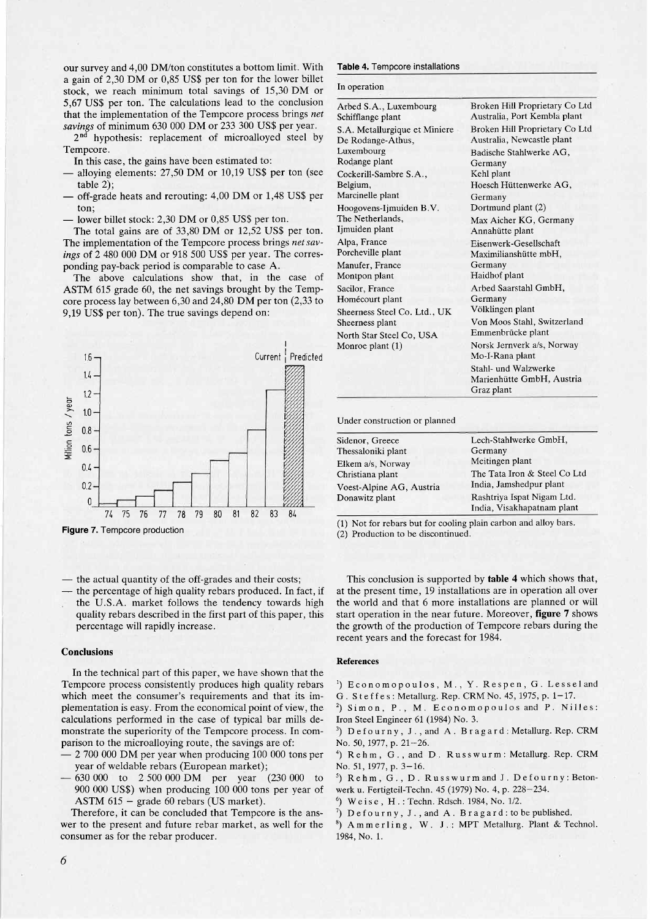our survey and 4,00 DM/ton constitutes a bottom limit. With a gain of 2,30 DM or 0,85 US$ per ton for the lower billet stock, we reach minimum total savings of 15,30 DM or 5,67 US$ per ton. The calculations lead to the conclusion that the implementation of the Tempcore process brings *net savings* of minimum 630 000 DM or 233 300 US$ per year.

2nd hypothesis: replacement of microalloyed steel by Tempcore.

In this case, the gains have been estimated to:

- alloying elements: 27,50 DM or 10,19 US$ per ton (see table 2);
- off-grade heats and rerouting: 4,00 DM or 1,48 US$ per ton;
- lower billet stock: 2,30 DM or 0,85 US$ per ton.

The total gains are of 33,80 DM or 12,52 US$ per ton. The implementation of the Tempcore process brings *net savings* of 2 480 000 DM or 918 500 US$ per year. The corresponding pay-back period is comparable to case A.

The above calculations show that, in the case of ASTM 615 grade 60, the net savings brought by the Tempcore process lay between 6,30 and 24,80 DM per ton (2,33 to 9,19 US$ per ton). The true savings depend on:

Current | Predicted

1.6
1.4
1.2
1.0
0.8
0.6
0.4
0.2
0

Million tons / year

74 75 76 77 78 79 80 81 82 83 84

**Figure 7.** Tempcore production

- the actual quantity of the off-grades and their costs;
- the percentage of high quality rebars produced. In fact, if the U.S.A. market follows the tendency towards high quality rebars described in the first part of this paper, this percentage will rapidly increase.

### Conclusions

In the technical part of this paper, we have shown that the Tempcore process consistently produces high quality rebars which meet the consumer's requirements and that its implementation is easy. From the economical point of view, the calculations performed in the case of typical bar mills demonstrate the superiority of the Tempcore process. In comparison to the microalloying route, the savings are of:

- 2 700 000 DM per year when producing 100 000 tons per year of weldable rebars (European market);
- 630 000 to 2 500 000 DM per year (230 000 to 900 000 US$) when producing 100 000 tons per year of ASTM 615 – grade 60 rebars (US market).

Therefore, it can be concluded that Tempcore is the answer to the present and future rebar market, as well for the consumer as for the rebar producer.

**Table 4.** Tempcore installations

| | |
|---|---|
| **In operation** | |
| Arbed S.A., Luxembourg Schifflange plant | Broken Hill Proprietary Co Ltd Australia, Port Kembla plant |
| S.A. Metallurgique et Miniere De Rodange-Athus, Luxembourg Rodange plant | Broken Hill Proprietary Co Ltd Australia, Newcastle plant |
| Cockerill-Sambre S.A., Belgium, Marcinelle plant | Badische Stahlwerke AG, Germany Kehl plant |
| Hoogovens-Ijmuiden B.V. The Netherlands, Ijmuiden plant | Hoesch Hüttenwerke AG, Germany Dortmund plant (2) |
| Alpa, France Porcheville plant | Max Aicher KG, Germany Annahütte plant |
| Manufer, France Montpon plant | Eisenwerk-Gesellschaft Maximilianshütte mbH, Germany Haidhof plant |
| Sacilor, France Homécourt plant | Arbed Saarstahl GmbH, Germany Völklingen plant |
| Sheerness Steel Co. Ltd., UK Sheerness plant | Von Moos Stahl, Switzerland Emmenbrücke plant |
| North Star Steel Co, USA Monroe plant (1) | Norsk Jernverk a/s, Norway Mo-I-Rana plant |
| | Stahl- und Walzwerke Marienhütte GmbH, Austria Graz plant |
| **Under construction or planned** | |
| Sidenor, Greece Thessaloniki plant | Lech-Stahlwerke GmbH, Germany Meitingen plant |
| Elkem a/s, Norway Christiana plant | The Tata Iron & Steel Co Ltd India, Jamshedpur plant |
| Voest-Alpine AG, Austria Donawitz plant | Rashtriya Ispat Nigam Ltd. India, Visakhapatnam plant |

(1) Not for rebars but for cooling plain carbon and alloy bars.
(2) Production to be discontinued.

This conclusion is supported by **table 4** which shows that, at the present time, 19 installations are in operation all over the world and that 6 more installations are planned or will start operation in the near future. Moreover, **figure 7** shows the growth of the production of Tempcore rebars during the recent years and the forecast for 1984.

### References

[1]) Economopoulos, M., Y. Respen, G. Lessel and G. Steffes: Metallurg. Rep. CRM No. 45, 1975, p. 1–17.

[2]) Simon, P., M. Economopoulos and P. Nilles: Iron Steel Engineer 61 (1984) No. 3.

[3]) Defourny, J., and A. Bragard: Metallurg. Rep. CRM No. 50, 1977, p. 21–26.

[4]) Rehm, G., and D. Russwurm: Metallurg. Rep. CRM No. 51, 1977, p. 3–16.

[5]) Rehm, G., D. Russwurm and J. Defourny: Betonwerk u. Fertigteil-Techn. 45 (1979) No. 4, p. 228–234.

[6]) Weise, H.: Techn. Rdsch. 1984, No. 1/2.

[7]) Defourny, J., and A. Bragard: to be published.

[8]) Ammerling, W. J.: MPT Metallurg. Plant & Technol. 1984, No. 1.